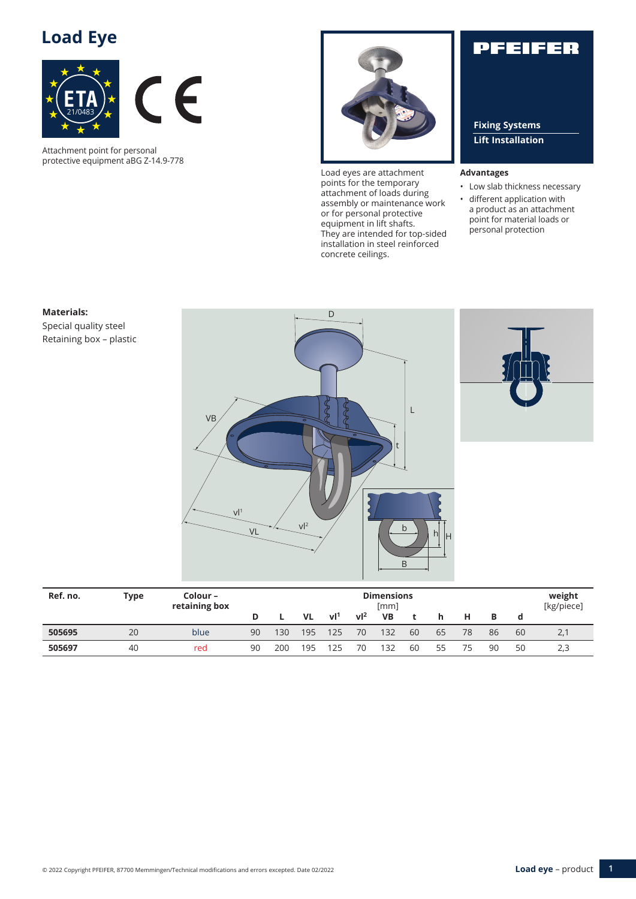# Load Eye

Attachment point for personal protective equipment aBG Z-14.9-778

Load eyes are attachment points for the temporary attachment of loads during assembly or maintenance work or for personal protective equipment in lift shafts. They are intended for top-sided installation in steel reinforced concrete ceilings.

**PFEIFER**

**Fixing Systems**
**Lift Installation**

### Advantages

- Low slab thickness necessary
- different application with a product as an attachment point for material loads or personal protection

**Materials:**

Special quality steel
Retaining box – plastic

| Ref. no. | Type | Colour – retaining box | Dimensions [mm] | | | | | | | | | | | weight [kg/piece] |
|---|---|---|---|---|---|---|---|---|---|---|---|---|---|---|
| | | | D | L | VL | vl[1] | vl[2] | VB | t | h | H | B | d | |
| **505695** | 20 | blue | 90 | 130 | 195 | 125 | 70 | 132 | 60 | 65 | 78 | 86 | 60 | 2,1 |
| **505697** | 40 | red | 90 | 200 | 195 | 125 | 70 | 132 | 60 | 55 | 75 | 90 | 50 | 2,3 |

© 2022 Copyright PFEIFER, 87700 Memmingen/Technical modifications and errors excepted. Date 02/2022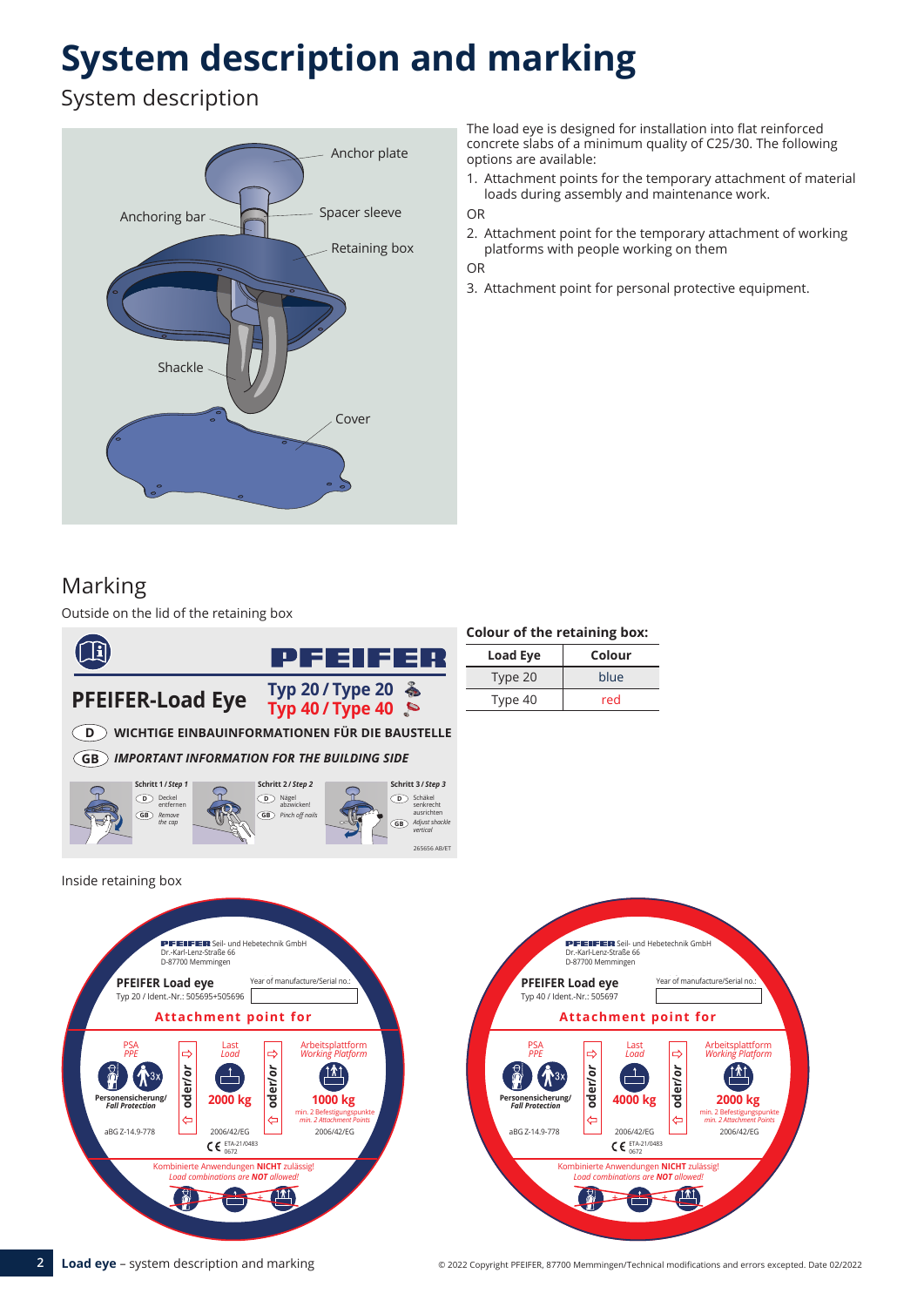# System description and marking

## System description

Anchor plate

Anchoring bar

Spacer sleeve

Retaining box

Shackle

Cover

The load eye is designed for installation into flat reinforced concrete slabs of a minimum quality of C25/30. The following options are available:

1. Attachment points for the temporary attachment of material loads during assembly and maintenance work.

OR

2. Attachment point for the temporary attachment of working platforms with people working on them

OR

3. Attachment point for personal protective equipment.

## Marking

Outside on the lid of the retaining box

**PFEIFER**

**PFEIFER-Load Eye** Typ 20 / Type 20 Typ 40 / Type 40

D **WICHTIGE EINBAUINFORMATIONEN FÜR DIE BAUSTELLE**

GB ***IMPORTANT INFORMATION FOR THE BUILDING SIDE***

Schritt 1 / *Step 1* — D Deckel entfernen — GB *Remove the cap*

Schritt 2 / *Step 2* — D Nägel abzwicken! — GB *Pinch off nails*

Schritt 3 / *Step 3* — D Schäkel senkrecht ausrichten — GB *Adjust shackle vertical*

265656 AB/ET

**Colour of the retaining box:**

| Load Eye | Colour |
|---|---|
| Type 20 | blue |
| Type 40 | red |

Inside retaining box

**PFEIFER** Seil- und Hebetechnik GmbH
Dr.-Karl-Lenz-Straße 66
D-87700 Memmingen

**PFEIFER Load eye**
Typ 20 / Ident.-Nr.: 505695+505696

Year of manufacture/Serial no.:

**Attachment point for**

| PSA *PPE* | | Last *Load* | | Arbeitsplattform *Working Platform* |
|---|---|---|---|---|
| 3x Personensicherung/ ***Fall Protection*** | oder/or | **2000 kg** | oder/or | **1000 kg** min. 2 Befestigungspunkte *min. 2 Attachment Points* |
| aBG Z-14.9-778 | | 2006/42/EG CE ETA-21/0483 0672 | | 2006/42/EG |

Kombinierte Anwendungen **NICHT** zulässig!
*Load combinations are **NOT** allowed!*

**PFEIFER** Seil- und Hebetechnik GmbH
Dr.-Karl-Lenz-Straße 66
D-87700 Memmingen

**PFEIFER Load eye**
Typ 40 / Ident.-Nr.: 505697

Year of manufacture/Serial no.:

**Attachment point for**

| PSA *PPE* | | Last *Load* | | Arbeitsplattform *Working Platform* |
|---|---|---|---|---|
| 3x Personensicherung/ ***Fall Protection*** | oder/or | **4000 kg** | oder/or | **2000 kg** min. 2 Befestigungspunkte *min. 2 Attachment Points* |
| aBG Z-14.9-778 | | 2006/42/EG CE ETA-21/0483 0672 | | 2006/42/EG |

Kombinierte Anwendungen **NICHT** zulässig!
*Load combinations are **NOT** allowed!*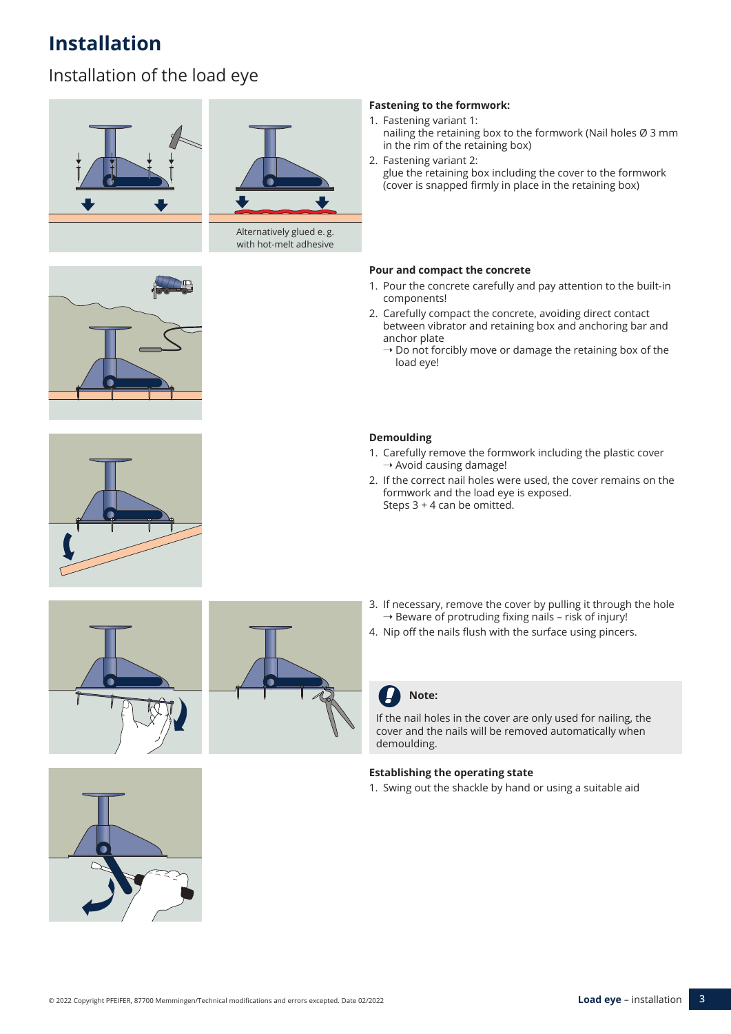# Installation

## Installation of the load eye

Alternatively glued e. g. with hot-melt adhesive

**Fastening to the formwork:**

1. Fastening variant 1:
   nailing the retaining box to the formwork (Nail holes Ø 3 mm in the rim of the retaining box)
2. Fastening variant 2:
   glue the retaining box including the cover to the formwork (cover is snapped firmly in place in the retaining box)

**Pour and compact the concrete**

1. Pour the concrete carefully and pay attention to the built-in components!
2. Carefully compact the concrete, avoiding direct contact between vibrator and retaining box and anchoring bar and anchor plate
   ➝ Do not forcibly move or damage the retaining box of the load eye!

**Demoulding**

1. Carefully remove the formwork including the plastic cover
   ➝ Avoid causing damage!
2. If the correct nail holes were used, the cover remains on the formwork and the load eye is exposed.
   Steps 3 + 4 can be omitted.
3. If necessary, remove the cover by pulling it through the hole
   ➝ Beware of protruding fixing nails – risk of injury!
4. Nip off the nails flush with the surface using pincers.

**Note:**

If the nail holes in the cover are only used for nailing, the cover and the nails will be removed automatically when demoulding.

**Establishing the operating state**

1. Swing out the shackle by hand or using a suitable aid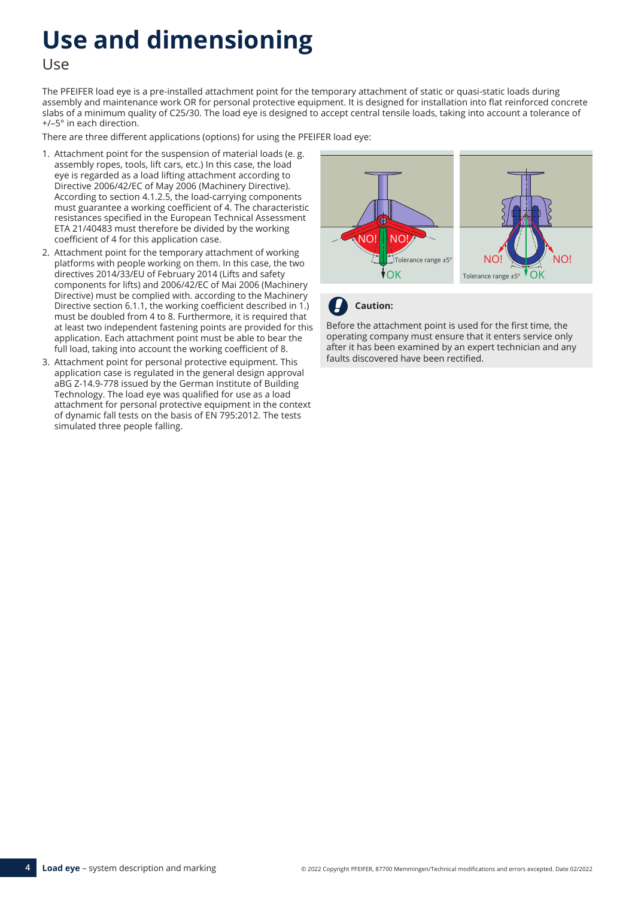# Use and dimensioning

## Use

The PFEIFER load eye is a pre-installed attachment point for the temporary attachment of static or quasi-static loads during assembly and maintenance work OR for personal protective equipment. It is designed for installation into flat reinforced concrete slabs of a minimum quality of C25/30. The load eye is designed to accept central tensile loads, taking into account a tolerance of +/–5° in each direction.

There are three different applications (options) for using the PFEIFER load eye:

1. Attachment point for the suspension of material loads (e. g. assembly ropes, tools, lift cars, etc.) In this case, the load eye is regarded as a load lifting attachment according to Directive 2006/42/EC of May 2006 (Machinery Directive). According to section 4.1.2.5, the load-carrying components must guarantee a working coefficient of 4. The characteristic resistances specified in the European Technical Assessment ETA 21/40483 must therefore be divided by the working coefficient of 4 for this application case.
2. Attachment point for the temporary attachment of working platforms with people working on them. In this case, the two directives 2014/33/EU of February 2014 (Lifts and safety components for lifts) and 2006/42/EC of Mai 2006 (Machinery Directive) must be complied with. according to the Machinery Directive section 6.1.1, the working coefficient described in 1.) must be doubled from 4 to 8. Furthermore, it is required that at least two independent fastening points are provided for this application. Each attachment point must be able to bear the full load, taking into account the working coefficient of 8.
3. Attachment point for personal protective equipment. This application case is regulated in the general design approval aBG Z-14.9-778 issued by the German Institute of Building Technology. The load eye was qualified for use as a load attachment for personal protective equipment in the context of dynamic fall tests on the basis of EN 795:2012. The tests simulated three people falling.

**Caution:**

Before the attachment point is used for the first time, the operating company must ensure that it enters service only after it has been examined by an expert technician and any faults discovered have been rectified.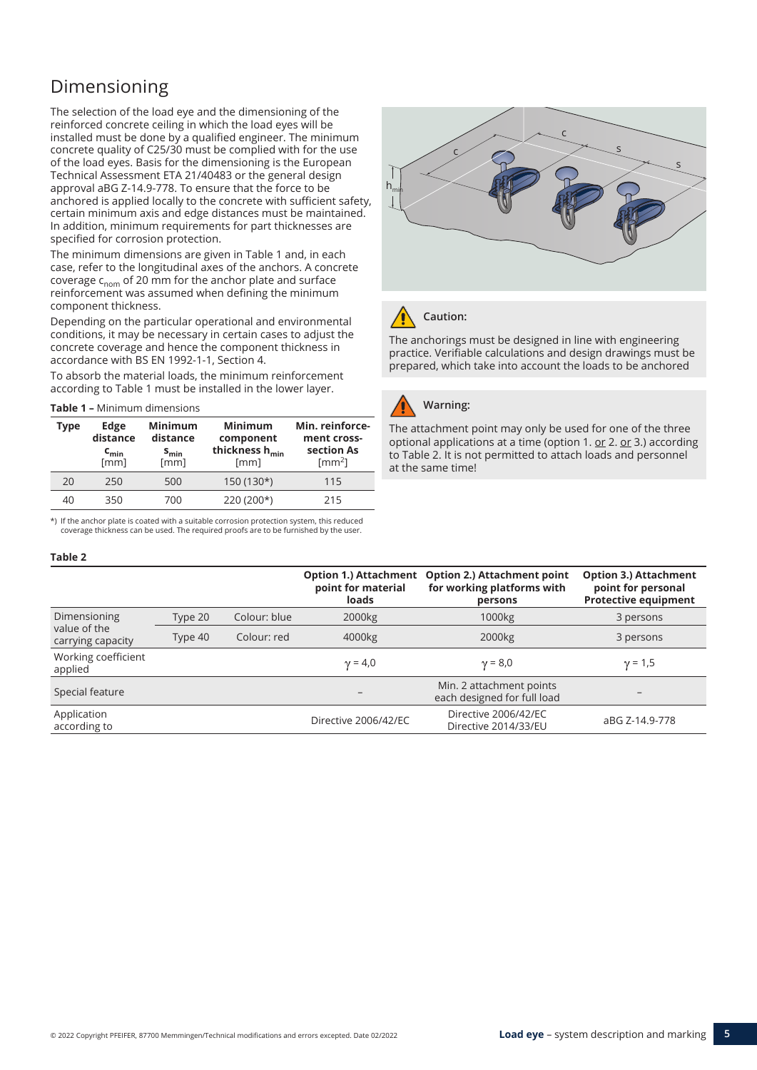# Dimensioning

The selection of the load eye and the dimensioning of the reinforced concrete ceiling in which the load eyes will be installed must be done by a qualified engineer. The minimum concrete quality of C25/30 must be complied with for the use of the load eyes. Basis for the dimensioning is the European Technical Assessment ETA 21/40483 or the general design approval aBG Z-14.9-778. To ensure that the force to be anchored is applied locally to the concrete with sufficient safety, certain minimum axis and edge distances must be maintained. In addition, minimum requirements for part thicknesses are specified for corrosion protection.

The minimum dimensions are given in Table 1 and, in each case, refer to the longitudinal axes of the anchors. A concrete coverage $c_{nom}$ of 20 mm for the anchor plate and surface reinforcement was assumed when defining the minimum component thickness.

Depending on the particular operational and environmental conditions, it may be necessary in certain cases to adjust the concrete coverage and hence the component thickness in accordance with BS EN 1992-1-1, Section 4.

To absorb the material loads, the minimum reinforcement according to Table 1 must be installed in the lower layer.

**Table 1 –** Minimum dimensions

| Type | Edge distance $c_{min}$ [mm] | Minimum distance $s_{min}$ [mm] | Minimum component thickness $h_{min}$ [mm] | Min. reinforcement cross-section As [$mm^2$] |
|---|---|---|---|---|
| 20 | 250 | 500 | 150 (130*) | 115 |
| 40 | 350 | 700 | 220 (200*) | 215 |

*) If the anchor plate is coated with a suitable corrosion protection system, this reduced coverage thickness can be used. The required proofs are to be furnished by the user.

**Caution:**

The anchorings must be designed in line with engineering practice. Verifiable calculations and design drawings must be prepared, which take into account the loads to be anchored

**Warning:**

The attachment point may only be used for one of the three optional applications at a time (option 1. or 2. or 3.) according to Table 2. It is not permitted to attach loads and personnel at the same time!

**Table 2**

| | | | Option 1.) Attachment point for material loads | Option 2.) Attachment point for working platforms with persons | Option 3.) Attachment point for personal Protective equipment |
|---|---|---|---|---|---|
| Dimensioning value of the carrying capacity | Type 20 | Colour: blue | 2000kg | 1000kg | 3 persons |
| | Type 40 | Colour: red | 4000kg | 2000kg | 3 persons |
| Working coefficient applied | | | $\gamma = 4{,}0$ | $\gamma = 8{,}0$ | $\gamma = 1{,}5$ |
| Special feature | | | – | Min. 2 attachment points each designed for full load | – |
| Application according to | | | Directive 2006/42/EC | Directive 2006/42/EC Directive 2014/33/EU | aBG Z-14.9-778 |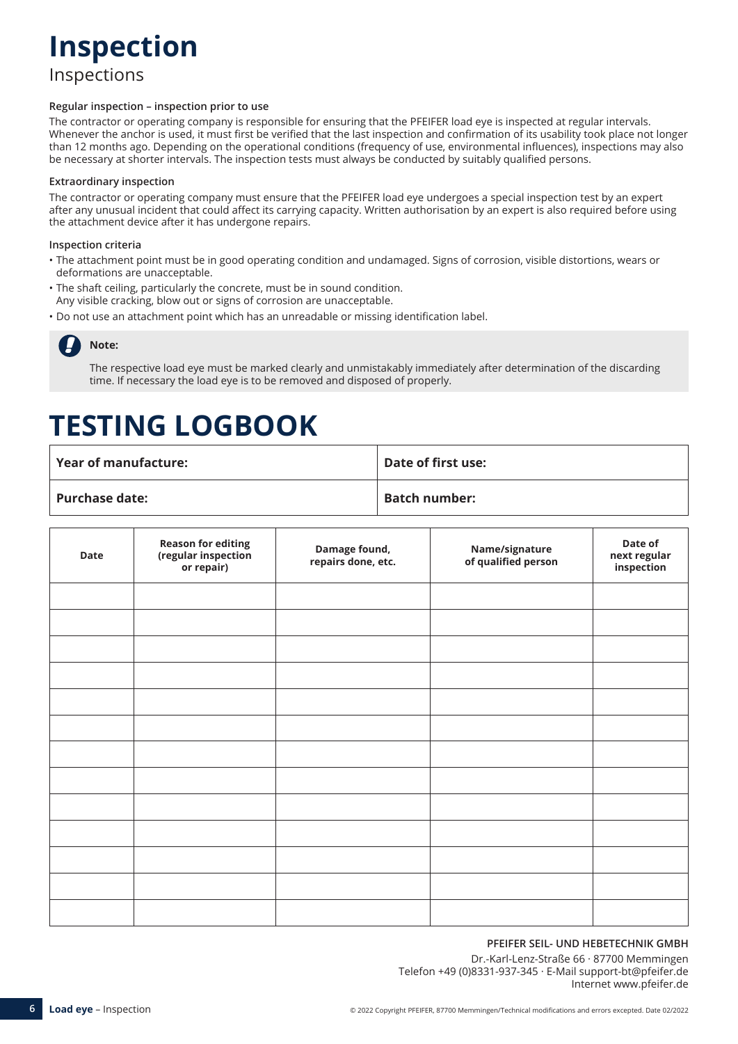# Inspection

Inspections

### Regular inspection – inspection prior to use

The contractor or operating company is responsible for ensuring that the PFEIFER load eye is inspected at regular intervals. Whenever the anchor is used, it must first be verified that the last inspection and confirmation of its usability took place not longer than 12 months ago. Depending on the operational conditions (frequency of use, environmental influences), inspections may also be necessary at shorter intervals. The inspection tests must always be conducted by suitably qualified persons.

### Extraordinary inspection

The contractor or operating company must ensure that the PFEIFER load eye undergoes a special inspection test by an expert after any unusual incident that could affect its carrying capacity. Written authorisation by an expert is also required before using the attachment device after it has undergone repairs.

### Inspection criteria

- The attachment point must be in good operating condition and undamaged. Signs of corrosion, visible distortions, wears or deformations are unacceptable.
- The shaft ceiling, particularly the concrete, must be in sound condition.
  Any visible cracking, blow out or signs of corrosion are unacceptable.
- Do not use an attachment point which has an unreadable or missing identification label.

**Note:**

The respective load eye must be marked clearly and unmistakably immediately after determination of the discarding time. If necessary the load eye is to be removed and disposed of properly.

# TESTING LOGBOOK

| Year of manufacture: | Date of first use: |
|---|---|
| Purchase date: | Batch number: |

| Date | Reason for editing (regular inspection or repair) | Damage found, repairs done, etc. | Name/signature of qualified person | Date of next regular inspection |
|---|---|---|---|---|
| | | | | |
| | | | | |
| | | | | |
| | | | | |
| | | | | |
| | | | | |
| | | | | |
| | | | | |
| | | | | |
| | | | | |
| | | | | |
| | | | | |
| | | | | |

**PFEIFER SEIL- UND HEBETECHNIK GMBH**

Dr.-Karl-Lenz-Straße 66 · 87700 Memmingen
Telefon +49 (0)8331-937-345 · E-Mail support-bt@pfeifer.de
Internet www.pfeifer.de

© 2022 Copyright PFEIFER, 87700 Memmingen/Technical modifications and errors excepted. Date 02/2022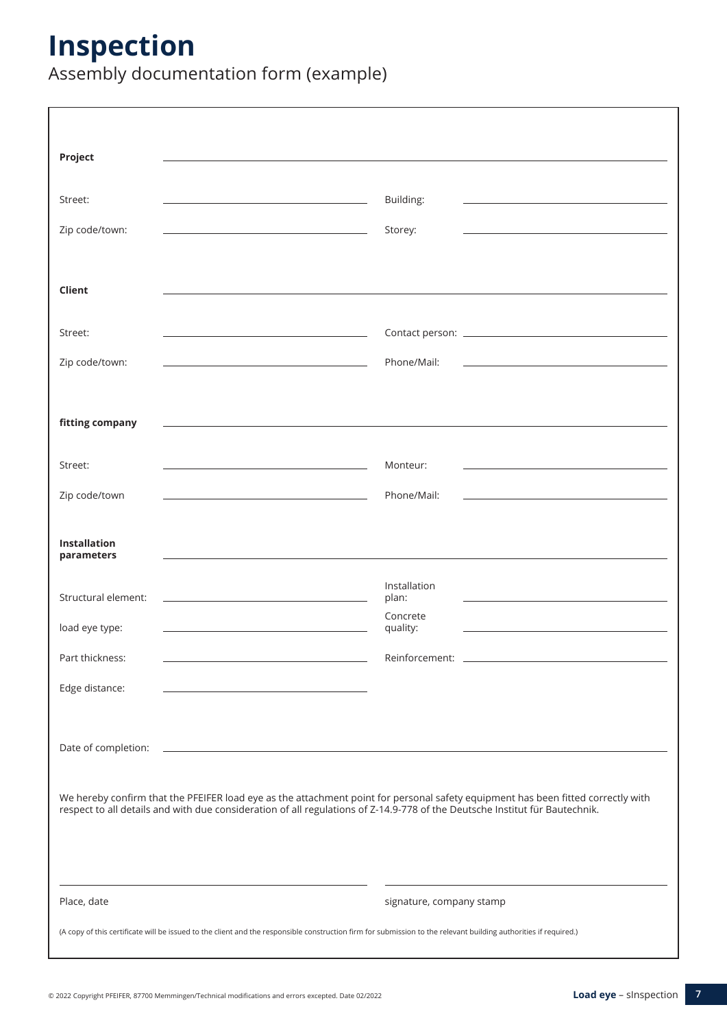# Inspection

Assembly documentation form (example)

**Project** ______________________________________________

Street: ______________________ Building: ______________________

Zip code/town: ______________________ Storey: ______________________

**Client** ______________________________________________

Street: ______________________ Contact person: ______________________

Zip code/town: ______________________ Phone/Mail: ______________________

**fitting company** ______________________________________________

Street: ______________________ Monteur: ______________________

Zip code/town ______________________ Phone/Mail: ______________________

**Installation parameters** ______________________________________________

Structural element: ______________________ Installation plan: ______________________

load eye type: ______________________ Concrete quality: ______________________

Part thickness: ______________________ Reinforcement: ______________________

Edge distance: ______________________

Date of completion: ______________________________________________

We hereby confirm that the PFEIFER load eye as the attachment point for personal safety equipment has been fitted correctly with respect to all details and with due consideration of all regulations of Z-14.9-778 of the Deutsche Institut für Bautechnik.

______________________ ______________________

Place, date signature, company stamp

(A copy of this certificate will be issued to the client and the responsible construction firm for submission to the relevant building authorities if required.)

© 2022 Copyright PFEIFER, 87700 Memmingen/Technical modifications and errors excepted. Date 02/2022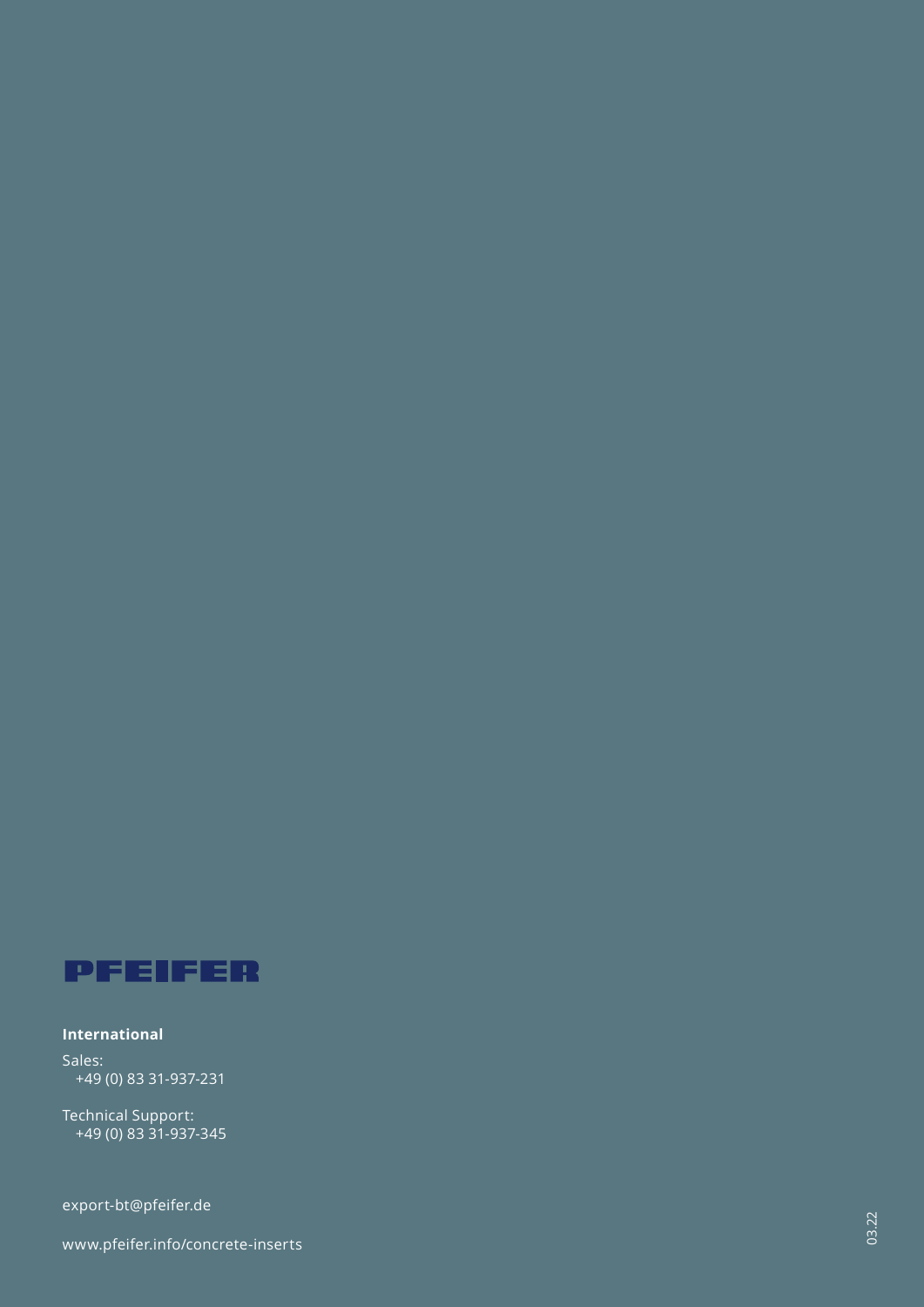PFEIFER

**International**

Sales:
+49 (0) 83 31-937-231

Technical Support:
+49 (0) 83 31-937-345

export-bt@pfeifer.de

www.pfeifer.info/concrete-inserts

03.22